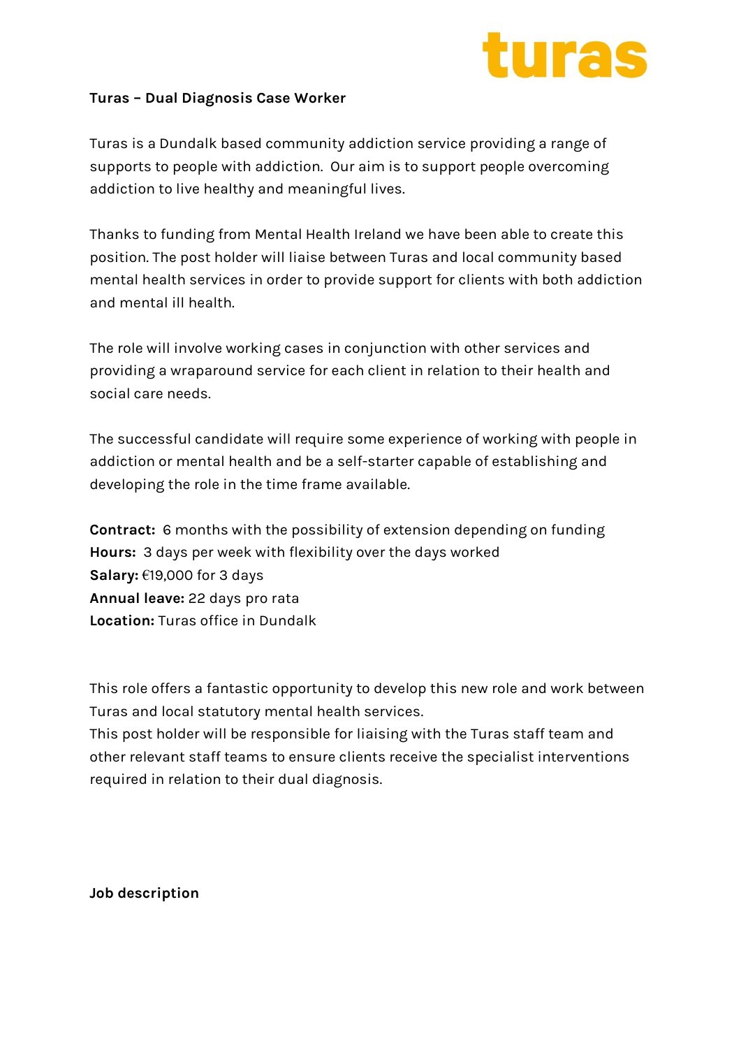turas

**Turas – Dual Diagnosis Case Worker**

Turas is a Dundalk based community addiction service providing a range of supports to people with addiction. Our aim is to support people overcoming addiction to live healthy and meaningful lives.

Thanks to funding from Mental Health Ireland we have been able to create this position. The post holder will liaise between Turas and local community based mental health services in order to provide support for clients with both addiction and mental ill health.

The role will involve working cases in conjunction with other services and providing a wraparound service for each client in relation to their health and social care needs.

The successful candidate will require some experience of working with people in addiction or mental health and be a self-starter capable of establishing and developing the role in the time frame available.

**Contract:** 6 months with the possibility of extension depending on funding
**Hours:** 3 days per week with flexibility over the days worked
**Salary:** €19,000 for 3 days
**Annual leave:** 22 days pro rata
**Location:** Turas office in Dundalk

This role offers a fantastic opportunity to develop this new role and work between Turas and local statutory mental health services.
This post holder will be responsible for liaising with the Turas staff team and other relevant staff teams to ensure clients receive the specialist interventions required in relation to their dual diagnosis.

**Job description**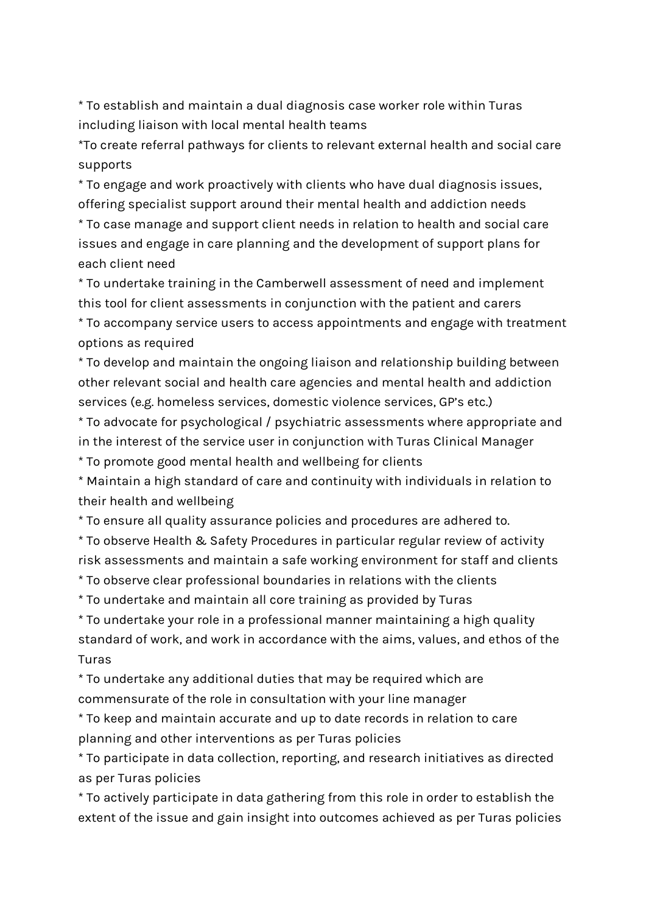* To establish and maintain a dual diagnosis case worker role within Turas including liaison with local mental health teams
*To create referral pathways for clients to relevant external health and social care supports
* To engage and work proactively with clients who have dual diagnosis issues, offering specialist support around their mental health and addiction needs
* To case manage and support client needs in relation to health and social care issues and engage in care planning and the development of support plans for each client need
* To undertake training in the Camberwell assessment of need and implement this tool for client assessments in conjunction with the patient and carers
* To accompany service users to access appointments and engage with treatment options as required
* To develop and maintain the ongoing liaison and relationship building between other relevant social and health care agencies and mental health and addiction services (e.g. homeless services, domestic violence services, GP's etc.)
* To advocate for psychological / psychiatric assessments where appropriate and in the interest of the service user in conjunction with Turas Clinical Manager
* To promote good mental health and wellbeing for clients
* Maintain a high standard of care and continuity with individuals in relation to their health and wellbeing
* To ensure all quality assurance policies and procedures are adhered to.
* To observe Health & Safety Procedures in particular regular review of activity risk assessments and maintain a safe working environment for staff and clients
* To observe clear professional boundaries in relations with the clients
* To undertake and maintain all core training as provided by Turas
* To undertake your role in a professional manner maintaining a high quality standard of work, and work in accordance with the aims, values, and ethos of the Turas
* To undertake any additional duties that may be required which are commensurate of the role in consultation with your line manager
* To keep and maintain accurate and up to date records in relation to care planning and other interventions as per Turas policies
* To participate in data collection, reporting, and research initiatives as directed as per Turas policies
* To actively participate in data gathering from this role in order to establish the extent of the issue and gain insight into outcomes achieved as per Turas policies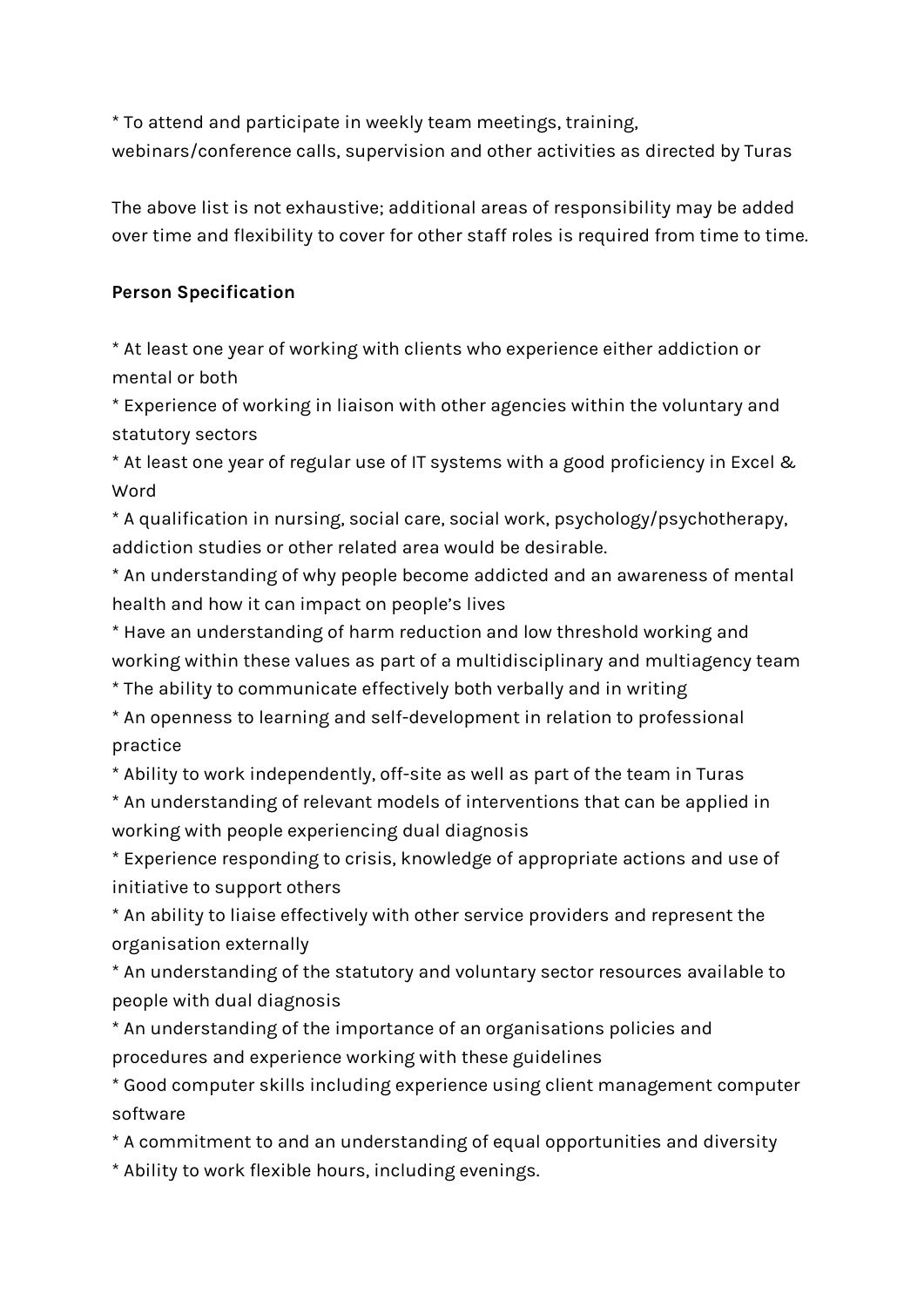* To attend and participate in weekly team meetings, training, webinars/conference calls, supervision and other activities as directed by Turas

The above list is not exhaustive; additional areas of responsibility may be added over time and flexibility to cover for other staff roles is required from time to time.

**Person Specification**

* At least one year of working with clients who experience either addiction or mental or both
* Experience of working in liaison with other agencies within the voluntary and statutory sectors
* At least one year of regular use of IT systems with a good proficiency in Excel & Word
* A qualification in nursing, social care, social work, psychology/psychotherapy, addiction studies or other related area would be desirable.
* An understanding of why people become addicted and an awareness of mental health and how it can impact on people's lives
* Have an understanding of harm reduction and low threshold working and working within these values as part of a multidisciplinary and multiagency team
* The ability to communicate effectively both verbally and in writing
* An openness to learning and self-development in relation to professional practice
* Ability to work independently, off-site as well as part of the team in Turas
* An understanding of relevant models of interventions that can be applied in working with people experiencing dual diagnosis
* Experience responding to crisis, knowledge of appropriate actions and use of initiative to support others
* An ability to liaise effectively with other service providers and represent the organisation externally
* An understanding of the statutory and voluntary sector resources available to people with dual diagnosis
* An understanding of the importance of an organisations policies and procedures and experience working with these guidelines
* Good computer skills including experience using client management computer software
* A commitment to and an understanding of equal opportunities and diversity
* Ability to work flexible hours, including evenings.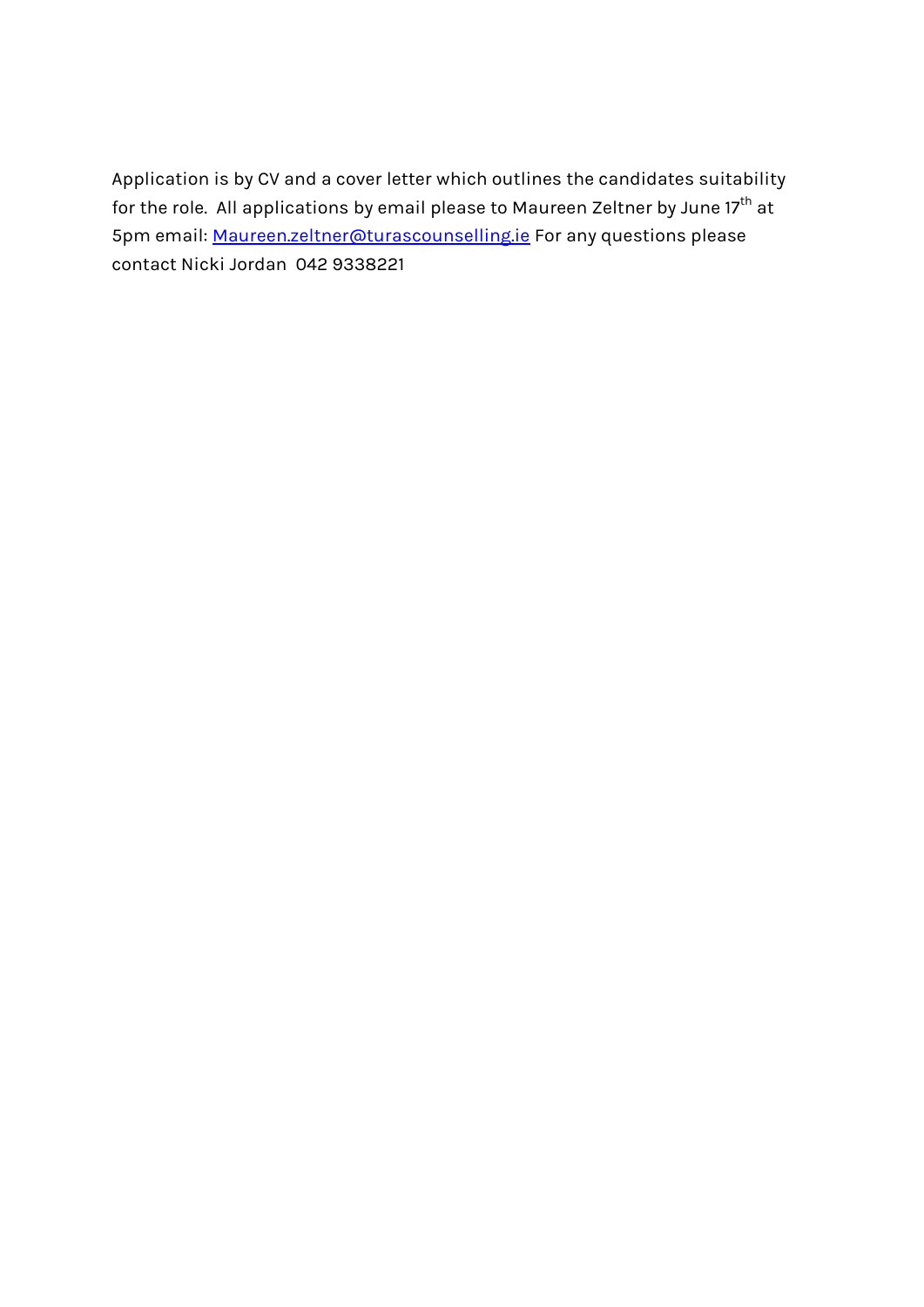Application is by CV and a cover letter which outlines the candidates suitability for the role. All applications by email please to Maureen Zeltner by June 17th at 5pm email: Maureen.zeltner@turascounselling.ie For any questions please contact Nicki Jordan 042 9338221